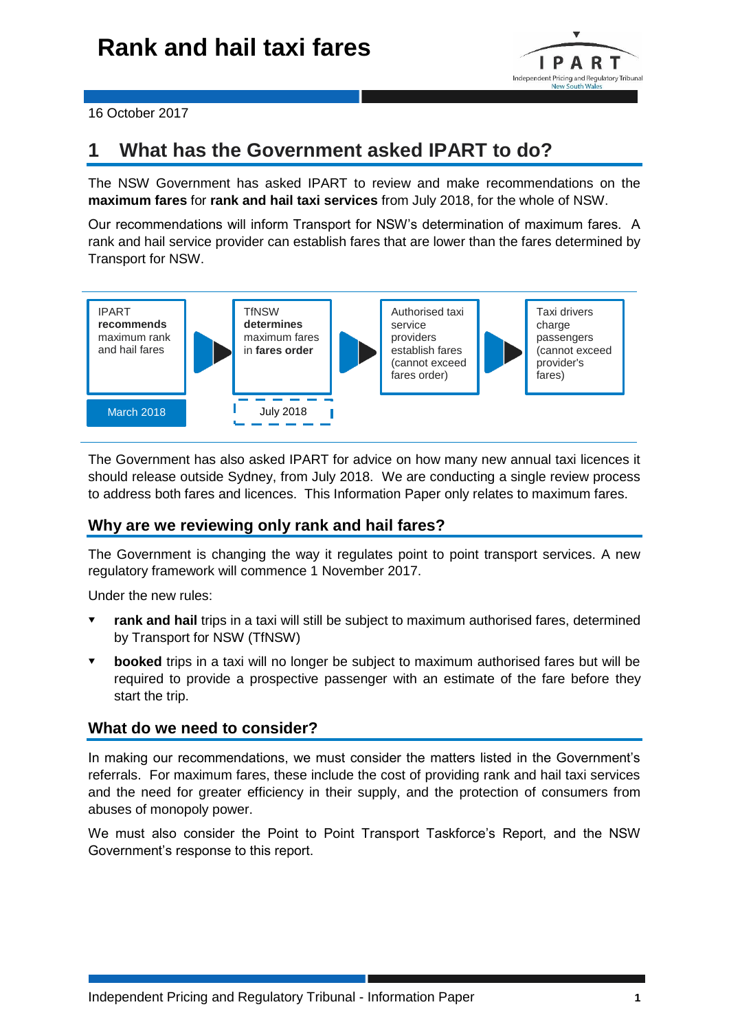# Rank and hail taxi fares

16 October 2017

## 1 What has the Government asked IPART to do?

The NSW Government has asked IPART to review and make recommendations on the **maximum fares** for **rank and hail taxi services** from July 2018, for the whole of NSW.

Our recommendations will inform Transport for NSW's determination of maximum fares. A rank and hail service provider can establish fares that are lower than the fares determined by Transport for NSW.

| IPART **recommends** maximum rank and hail fares | TfNSW **determines** maximum fares in **fares order** | Authorised taxi service providers establish fares (cannot exceed fares order) | Taxi drivers charge passengers (cannot exceed provider's fares) |
|---|---|---|---|
| March 2018 | July 2018 | | |

The Government has also asked IPART for advice on how many new annual taxi licences it should release outside Sydney, from July 2018. We are conducting a single review process to address both fares and licences. This Information Paper only relates to maximum fares.

### Why are we reviewing only rank and hail fares?

The Government is changing the way it regulates point to point transport services. A new regulatory framework will commence 1 November 2017.

Under the new rules:

- **rank and hail** trips in a taxi will still be subject to maximum authorised fares, determined by Transport for NSW (TfNSW)
- **booked** trips in a taxi will no longer be subject to maximum authorised fares but will be required to provide a prospective passenger with an estimate of the fare before they start the trip.

### What do we need to consider?

In making our recommendations, we must consider the matters listed in the Government's referrals. For maximum fares, these include the cost of providing rank and hail taxi services and the need for greater efficiency in their supply, and the protection of consumers from abuses of monopoly power.

We must also consider the Point to Point Transport Taskforce's Report, and the NSW Government's response to this report.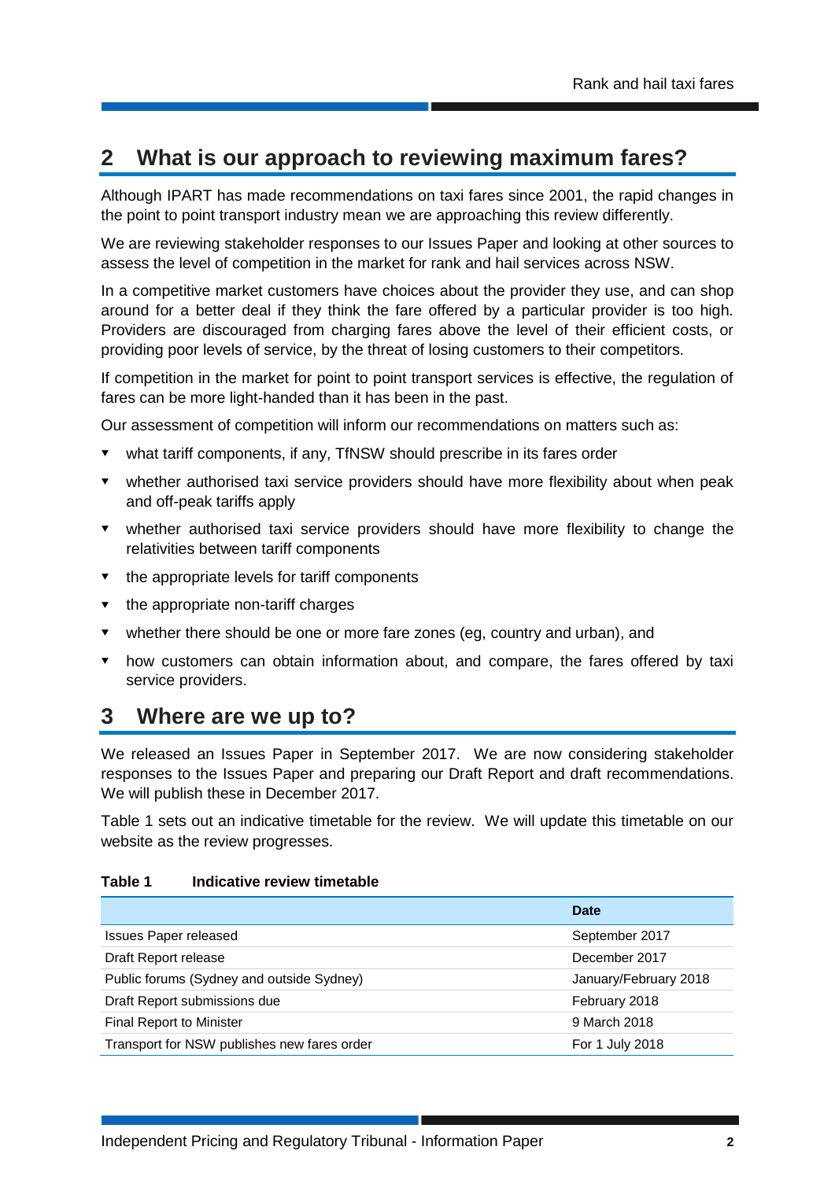## 2 What is our approach to reviewing maximum fares?

Although IPART has made recommendations on taxi fares since 2001, the rapid changes in the point to point transport industry mean we are approaching this review differently.

We are reviewing stakeholder responses to our Issues Paper and looking at other sources to assess the level of competition in the market for rank and hail services across NSW.

In a competitive market customers have choices about the provider they use, and can shop around for a better deal if they think the fare offered by a particular provider is too high. Providers are discouraged from charging fares above the level of their efficient costs, or providing poor levels of service, by the threat of losing customers to their competitors.

If competition in the market for point to point transport services is effective, the regulation of fares can be more light-handed than it has been in the past.

Our assessment of competition will inform our recommendations on matters such as:

- what tariff components, if any, TfNSW should prescribe in its fares order
- whether authorised taxi service providers should have more flexibility about when peak and off-peak tariffs apply
- whether authorised taxi service providers should have more flexibility to change the relativities between tariff components
- the appropriate levels for tariff components
- the appropriate non-tariff charges
- whether there should be one or more fare zones (eg, country and urban), and
- how customers can obtain information about, and compare, the fares offered by taxi service providers.

## 3 Where are we up to?

We released an Issues Paper in September 2017. We are now considering stakeholder responses to the Issues Paper and preparing our Draft Report and draft recommendations. We will publish these in December 2017.

Table 1 sets out an indicative timetable for the review. We will update this timetable on our website as the review progresses.

**Table 1 Indicative review timetable**

| | Date |
|---|---|
| Issues Paper released | September 2017 |
| Draft Report release | December 2017 |
| Public forums (Sydney and outside Sydney) | January/February 2018 |
| Draft Report submissions due | February 2018 |
| Final Report to Minister | 9 March 2018 |
| Transport for NSW publishes new fares order | For 1 July 2018 |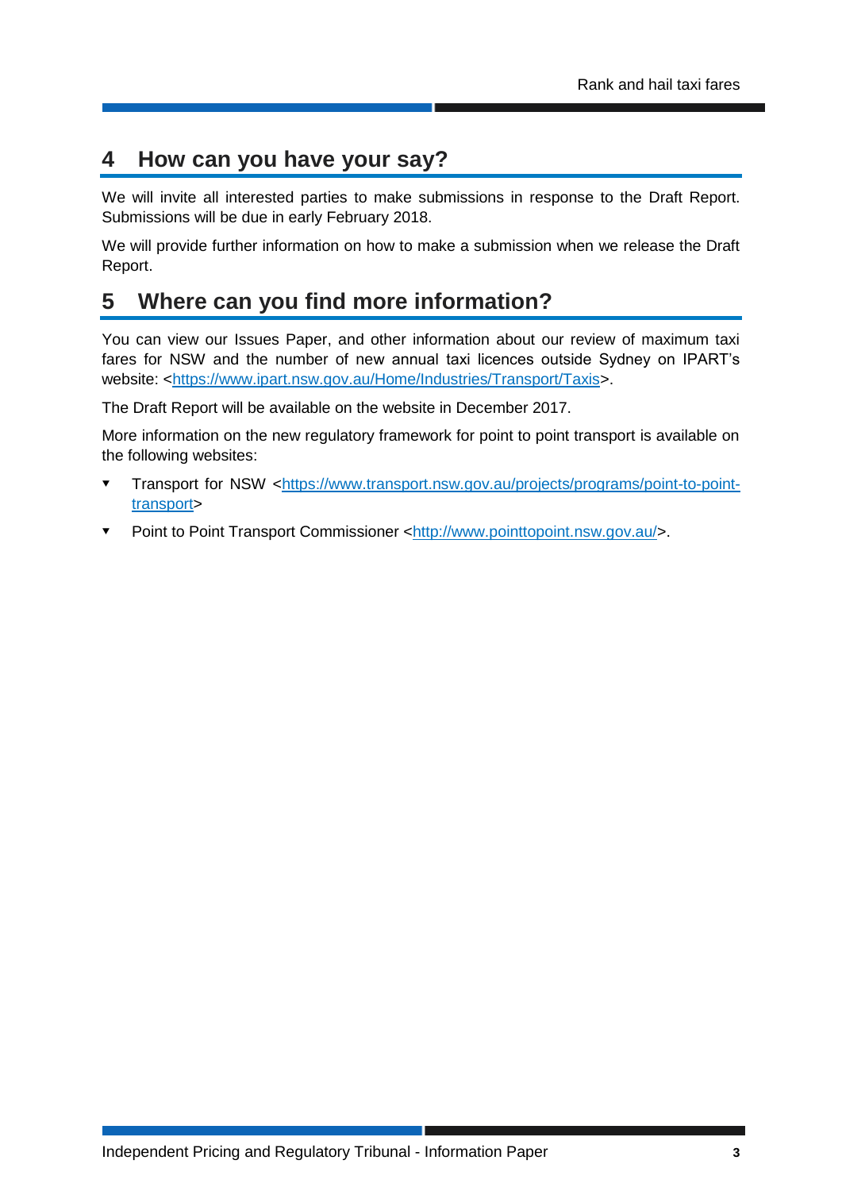## 4 How can you have your say?

We will invite all interested parties to make submissions in response to the Draft Report. Submissions will be due in early February 2018.

We will provide further information on how to make a submission when we release the Draft Report.

## 5 Where can you find more information?

You can view our Issues Paper, and other information about our review of maximum taxi fares for NSW and the number of new annual taxi licences outside Sydney on IPART's website: <https://www.ipart.nsw.gov.au/Home/Industries/Transport/Taxis>.

The Draft Report will be available on the website in December 2017.

More information on the new regulatory framework for point to point transport is available on the following websites:

- Transport for NSW <https://www.transport.nsw.gov.au/projects/programs/point-to-point-transport>
- Point to Point Transport Commissioner <http://www.pointtopoint.nsw.gov.au/>.